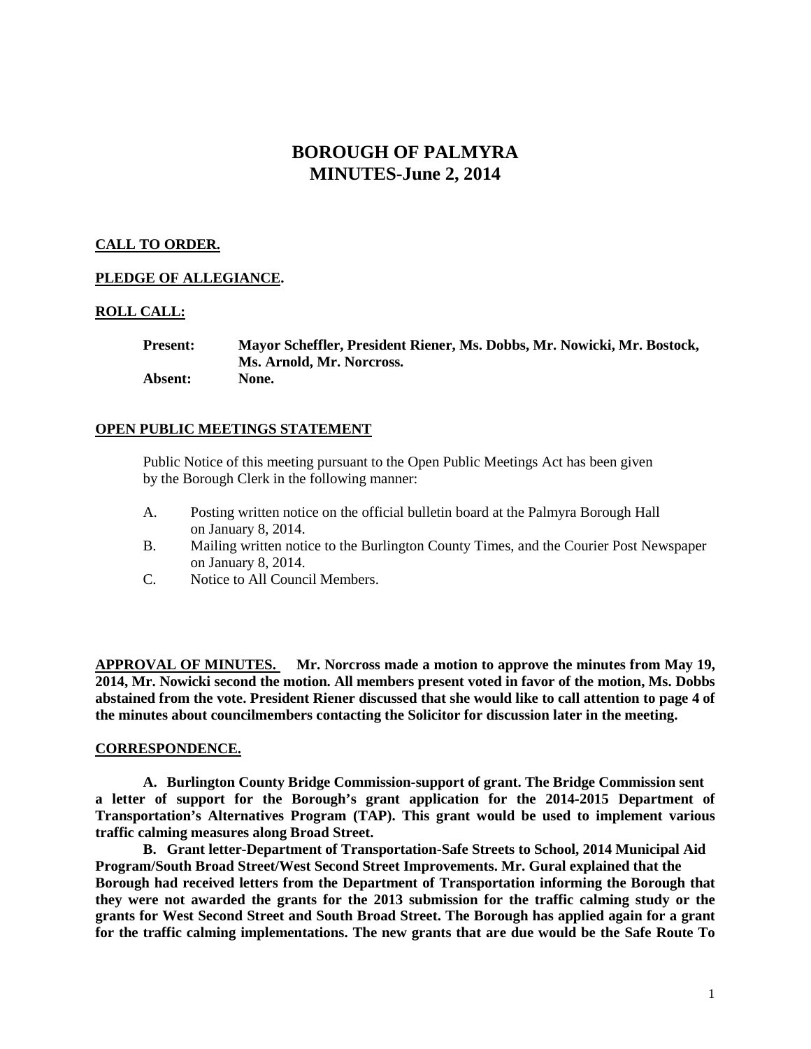# BOROUGH OF PALMYRA
# MINUTES-June 2, 2014

**CALL TO ORDER.**

**PLEDGE OF ALLEGIANCE.**

**ROLL CALL:**

**Present:** **Mayor Scheffler, President Riener, Ms. Dobbs, Mr. Nowicki, Mr. Bostock, Ms. Arnold, Mr. Norcross.**
**Absent:** **None.**

**OPEN PUBLIC MEETINGS STATEMENT**

Public Notice of this meeting pursuant to the Open Public Meetings Act has been given by the Borough Clerk in the following manner:

A. Posting written notice on the official bulletin board at the Palmyra Borough Hall on January 8, 2014.
B. Mailing written notice to the Burlington County Times, and the Courier Post Newspaper on January 8, 2014.
C. Notice to All Council Members.

**APPROVAL OF MINUTES.** **Mr. Norcross made a motion to approve the minutes from May 19, 2014, Mr. Nowicki second the motion. All members present voted in favor of the motion, Ms. Dobbs abstained from the vote. President Riener discussed that she would like to call attention to page 4 of the minutes about councilmembers contacting the Solicitor for discussion later in the meeting.**

**CORRESPONDENCE.**

**A. Burlington County Bridge Commission-support of grant. The Bridge Commission sent a letter of support for the Borough's grant application for the 2014-2015 Department of Transportation's Alternatives Program (TAP). This grant would be used to implement various traffic calming measures along Broad Street.**

**B. Grant letter-Department of Transportation-Safe Streets to School, 2014 Municipal Aid Program/South Broad Street/West Second Street Improvements. Mr. Gural explained that the Borough had received letters from the Department of Transportation informing the Borough that they were not awarded the grants for the 2013 submission for the traffic calming study or the grants for West Second Street and South Broad Street. The Borough has applied again for a grant for the traffic calming implementations. The new grants that are due would be the Safe Route To**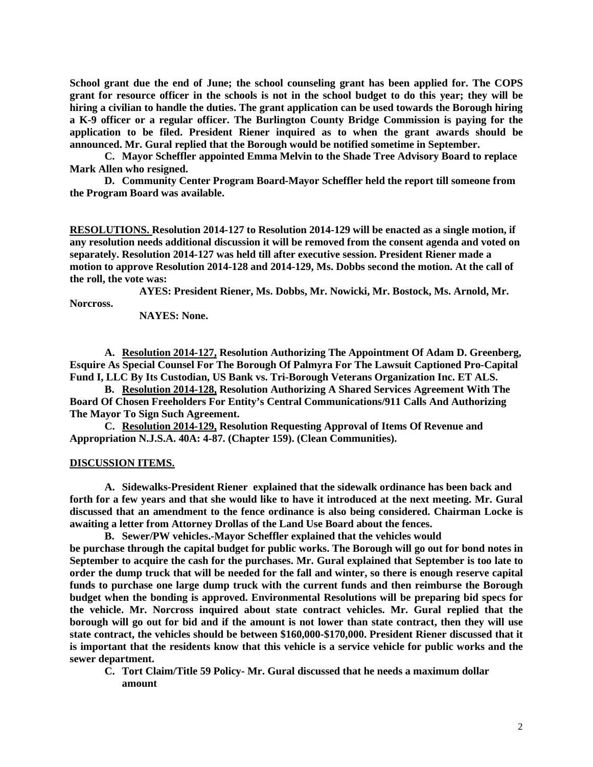**School grant due the end of June; the school counseling grant has been applied for. The COPS grant for resource officer in the schools is not in the school budget to do this year; they will be hiring a civilian to handle the duties. The grant application can be used towards the Borough hiring a K-9 officer or a regular officer. The Burlington County Bridge Commission is paying for the application to be filed. President Riener inquired as to when the grant awards should be announced. Mr. Gural replied that the Borough would be notified sometime in September.**

**C. Mayor Scheffler appointed Emma Melvin to the Shade Tree Advisory Board to replace Mark Allen who resigned.**

**D. Community Center Program Board-Mayor Scheffler held the report till someone from the Program Board was available.**

**<u>RESOLUTIONS.</u> Resolution 2014-127 to Resolution 2014-129 will be enacted as a single motion, if any resolution needs additional discussion it will be removed from the consent agenda and voted on separately. Resolution 2014-127 was held till after executive session. President Riener made a motion to approve Resolution 2014-128 and 2014-129, Ms. Dobbs second the motion. At the call of the roll, the vote was:**

**AYES: President Riener, Ms. Dobbs, Mr. Nowicki, Mr. Bostock, Ms. Arnold, Mr. Norcross.**

**NAYES: None.**

**A. <u>Resolution 2014-127,</u> Resolution Authorizing The Appointment Of Adam D. Greenberg, Esquire As Special Counsel For The Borough Of Palmyra For The Lawsuit Captioned Pro-Capital Fund I, LLC By Its Custodian, US Bank vs. Tri-Borough Veterans Organization Inc. ET ALS.**

**B. <u>Resolution 2014-128,</u> Resolution Authorizing A Shared Services Agreement With The Board Of Chosen Freeholders For Entity's Central Communications/911 Calls And Authorizing The Mayor To Sign Such Agreement.**

**C. <u>Resolution 2014-129,</u> Resolution Requesting Approval of Items Of Revenue and Appropriation N.J.S.A. 40A: 4-87. (Chapter 159). (Clean Communities).**

**<u>DISCUSSION ITEMS.</u>**

**A. Sidewalks-President Riener explained that the sidewalk ordinance has been back and forth for a few years and that she would like to have it introduced at the next meeting. Mr. Gural discussed that an amendment to the fence ordinance is also being considered. Chairman Locke is awaiting a letter from Attorney Drollas of the Land Use Board about the fences.**

**B. Sewer/PW vehicles.-Mayor Scheffler explained that the vehicles would be purchase through the capital budget for public works. The Borough will go out for bond notes in September to acquire the cash for the purchases. Mr. Gural explained that September is too late to order the dump truck that will be needed for the fall and winter, so there is enough reserve capital funds to purchase one large dump truck with the current funds and then reimburse the Borough budget when the bonding is approved. Environmental Resolutions will be preparing bid specs for the vehicle. Mr. Norcross inquired about state contract vehicles. Mr. Gural replied that the borough will go out for bid and if the amount is not lower than state contract, then they will use state contract, the vehicles should be between $160,000-$170,000. President Riener discussed that it is important that the residents know that this vehicle is a service vehicle for public works and the sewer department.**

**C. Tort Claim/Title 59 Policy- Mr. Gural discussed that he needs a maximum dollar amount**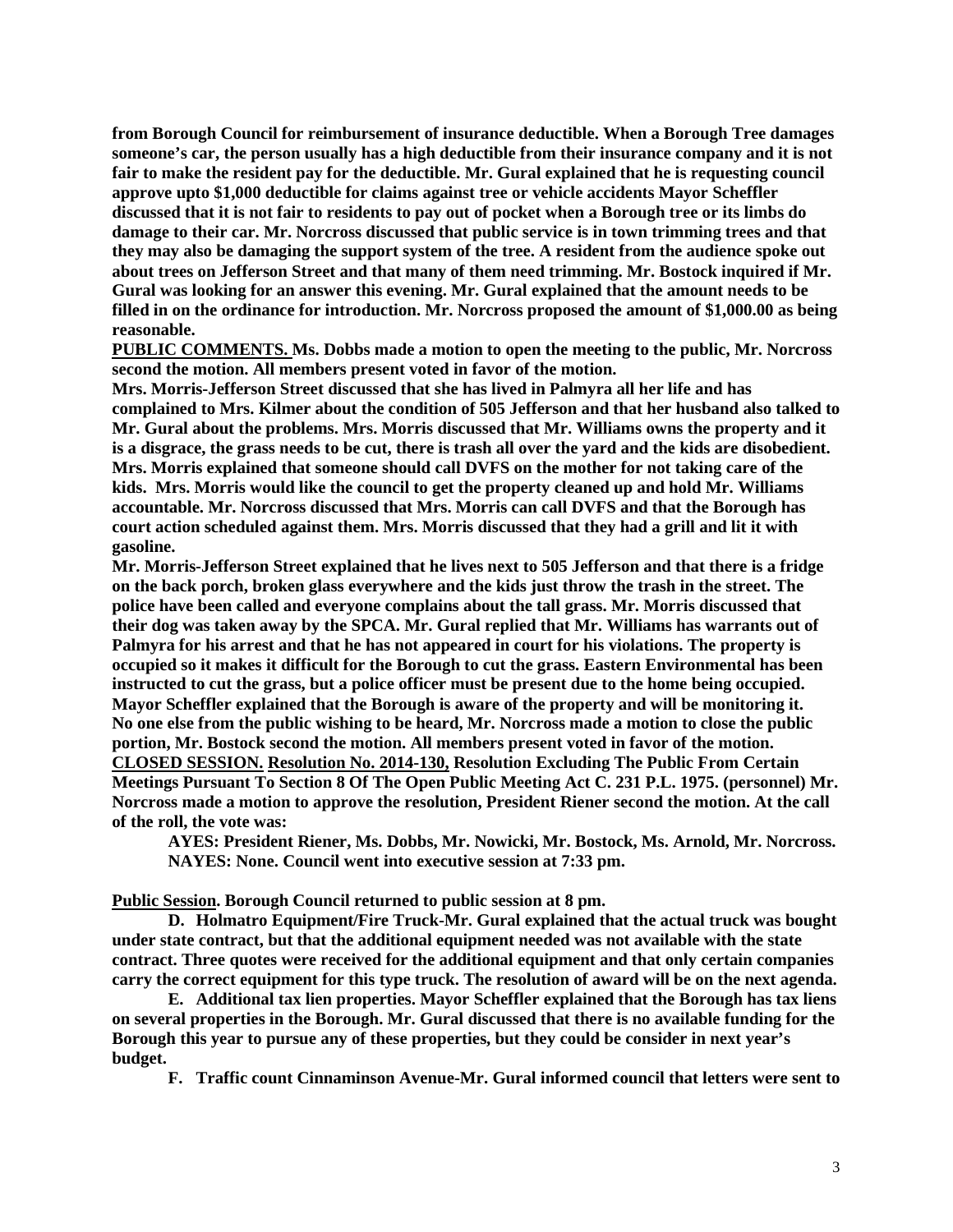**from Borough Council for reimbursement of insurance deductible. When a Borough Tree damages someone's car, the person usually has a high deductible from their insurance company and it is not fair to make the resident pay for the deductible. Mr. Gural explained that he is requesting council approve upto $1,000 deductible for claims against tree or vehicle accidents Mayor Scheffler discussed that it is not fair to residents to pay out of pocket when a Borough tree or its limbs do damage to their car. Mr. Norcross discussed that public service is in town trimming trees and that they may also be damaging the support system of the tree. A resident from the audience spoke out about trees on Jefferson Street and that many of them need trimming. Mr. Bostock inquired if Mr. Gural was looking for an answer this evening. Mr. Gural explained that the amount needs to be filled in on the ordinance for introduction. Mr. Norcross proposed the amount of $1,000.00 as being reasonable.**

**<u>PUBLIC COMMENTS.</u> Ms. Dobbs made a motion to open the meeting to the public, Mr. Norcross second the motion. All members present voted in favor of the motion.**

**Mrs. Morris-Jefferson Street discussed that she has lived in Palmyra all her life and has complained to Mrs. Kilmer about the condition of 505 Jefferson and that her husband also talked to Mr. Gural about the problems. Mrs. Morris discussed that Mr. Williams owns the property and it is a disgrace, the grass needs to be cut, there is trash all over the yard and the kids are disobedient. Mrs. Morris explained that someone should call DVFS on the mother for not taking care of the kids. Mrs. Morris would like the council to get the property cleaned up and hold Mr. Williams accountable. Mr. Norcross discussed that Mrs. Morris can call DVFS and that the Borough has court action scheduled against them. Mrs. Morris discussed that they had a grill and lit it with gasoline.**

**Mr. Morris-Jefferson Street explained that he lives next to 505 Jefferson and that there is a fridge on the back porch, broken glass everywhere and the kids just throw the trash in the street. The police have been called and everyone complains about the tall grass. Mr. Morris discussed that their dog was taken away by the SPCA. Mr. Gural replied that Mr. Williams has warrants out of Palmyra for his arrest and that he has not appeared in court for his violations. The property is occupied so it makes it difficult for the Borough to cut the grass. Eastern Environmental has been instructed to cut the grass, but a police officer must be present due to the home being occupied. Mayor Scheffler explained that the Borough is aware of the property and will be monitoring it. No one else from the public wishing to be heard, Mr. Norcross made a motion to close the public portion, Mr. Bostock second the motion. All members present voted in favor of the motion.**

**<u>CLOSED SESSION.</u> <u>Resolution No. 2014-130,</u> Resolution Excluding The Public From Certain Meetings Pursuant To Section 8 Of The Open Public Meeting Act C. 231 P.L. 1975. (personnel) Mr. Norcross made a motion to approve the resolution, President Riener second the motion. At the call of the roll, the vote was:**

**AYES: President Riener, Ms. Dobbs, Mr. Nowicki, Mr. Bostock, Ms. Arnold, Mr. Norcross.**
**NAYES: None. Council went into executive session at 7:33 pm.**

**<u>Public Session</u>. Borough Council returned to public session at 8 pm.**

**D. Holmatro Equipment/Fire Truck-Mr. Gural explained that the actual truck was bought under state contract, but that the additional equipment needed was not available with the state contract. Three quotes were received for the additional equipment and that only certain companies carry the correct equipment for this type truck. The resolution of award will be on the next agenda.**

**E. Additional tax lien properties. Mayor Scheffler explained that the Borough has tax liens on several properties in the Borough. Mr. Gural discussed that there is no available funding for the Borough this year to pursue any of these properties, but they could be consider in next year's budget.**

**F. Traffic count Cinnaminson Avenue-Mr. Gural informed council that letters were sent to**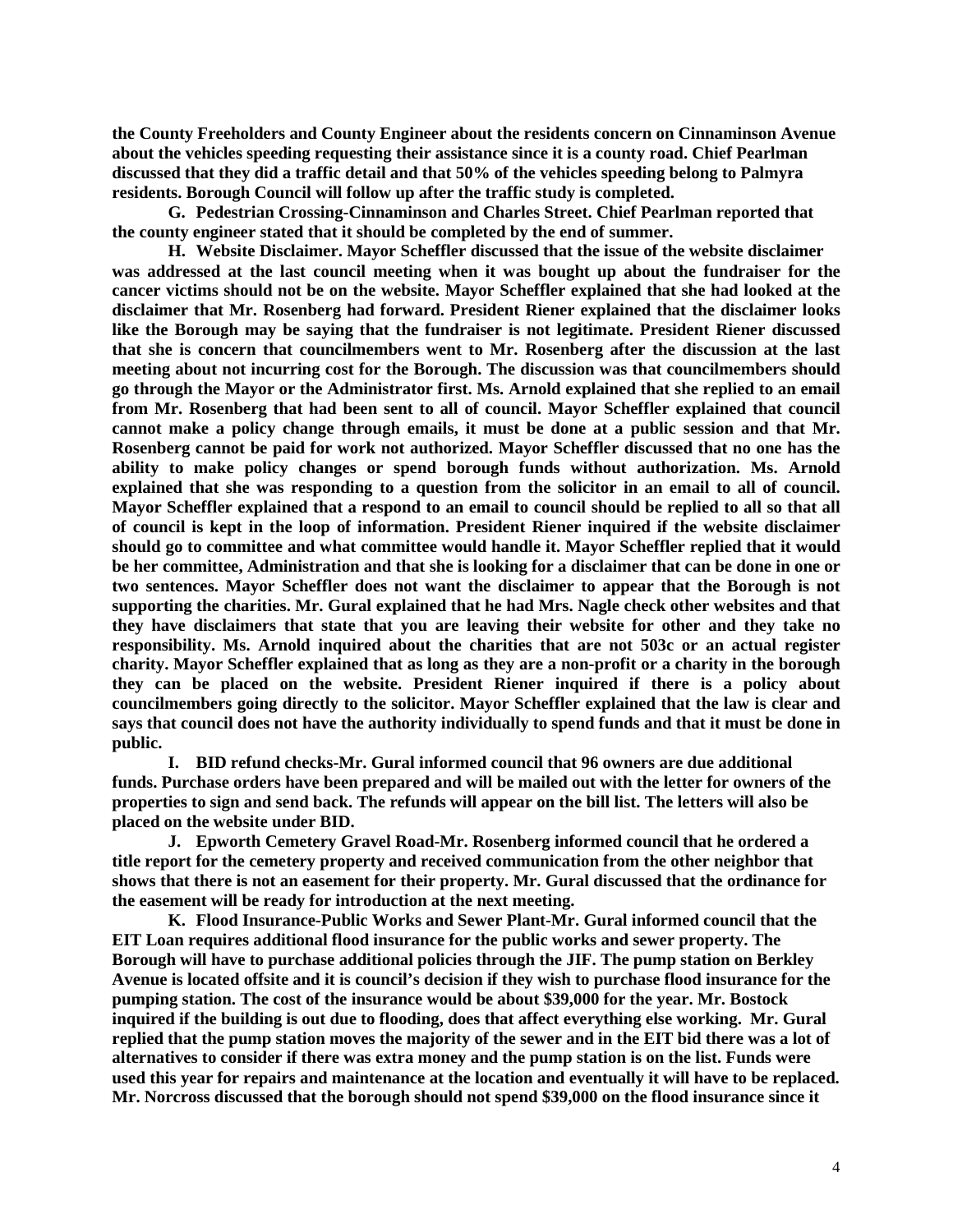**the County Freeholders and County Engineer about the residents concern on Cinnaminson Avenue about the vehicles speeding requesting their assistance since it is a county road. Chief Pearlman discussed that they did a traffic detail and that 50% of the vehicles speeding belong to Palmyra residents. Borough Council will follow up after the traffic study is completed.**

**G. Pedestrian Crossing-Cinnaminson and Charles Street. Chief Pearlman reported that the county engineer stated that it should be completed by the end of summer.**

**H. Website Disclaimer. Mayor Scheffler discussed that the issue of the website disclaimer was addressed at the last council meeting when it was bought up about the fundraiser for the cancer victims should not be on the website. Mayor Scheffler explained that she had looked at the disclaimer that Mr. Rosenberg had forward. President Riener explained that the disclaimer looks like the Borough may be saying that the fundraiser is not legitimate. President Riener discussed that she is concern that councilmembers went to Mr. Rosenberg after the discussion at the last meeting about not incurring cost for the Borough. The discussion was that councilmembers should go through the Mayor or the Administrator first. Ms. Arnold explained that she replied to an email from Mr. Rosenberg that had been sent to all of council. Mayor Scheffler explained that council cannot make a policy change through emails, it must be done at a public session and that Mr. Rosenberg cannot be paid for work not authorized. Mayor Scheffler discussed that no one has the ability to make policy changes or spend borough funds without authorization. Ms. Arnold explained that she was responding to a question from the solicitor in an email to all of council. Mayor Scheffler explained that a respond to an email to council should be replied to all so that all of council is kept in the loop of information. President Riener inquired if the website disclaimer should go to committee and what committee would handle it. Mayor Scheffler replied that it would be her committee, Administration and that she is looking for a disclaimer that can be done in one or two sentences. Mayor Scheffler does not want the disclaimer to appear that the Borough is not supporting the charities. Mr. Gural explained that he had Mrs. Nagle check other websites and that they have disclaimers that state that you are leaving their website for other and they take no responsibility. Ms. Arnold inquired about the charities that are not 503c or an actual register charity. Mayor Scheffler explained that as long as they are a non-profit or a charity in the borough they can be placed on the website. President Riener inquired if there is a policy about councilmembers going directly to the solicitor. Mayor Scheffler explained that the law is clear and says that council does not have the authority individually to spend funds and that it must be done in public.**

**I. BID refund checks-Mr. Gural informed council that 96 owners are due additional funds. Purchase orders have been prepared and will be mailed out with the letter for owners of the properties to sign and send back. The refunds will appear on the bill list. The letters will also be placed on the website under BID.**

**J. Epworth Cemetery Gravel Road-Mr. Rosenberg informed council that he ordered a title report for the cemetery property and received communication from the other neighbor that shows that there is not an easement for their property. Mr. Gural discussed that the ordinance for the easement will be ready for introduction at the next meeting.**

**K. Flood Insurance-Public Works and Sewer Plant-Mr. Gural informed council that the EIT Loan requires additional flood insurance for the public works and sewer property. The Borough will have to purchase additional policies through the JIF. The pump station on Berkley Avenue is located offsite and it is council's decision if they wish to purchase flood insurance for the pumping station. The cost of the insurance would be about $39,000 for the year. Mr. Bostock inquired if the building is out due to flooding, does that affect everything else working. Mr. Gural replied that the pump station moves the majority of the sewer and in the EIT bid there was a lot of alternatives to consider if there was extra money and the pump station is on the list. Funds were used this year for repairs and maintenance at the location and eventually it will have to be replaced. Mr. Norcross discussed that the borough should not spend $39,000 on the flood insurance since it**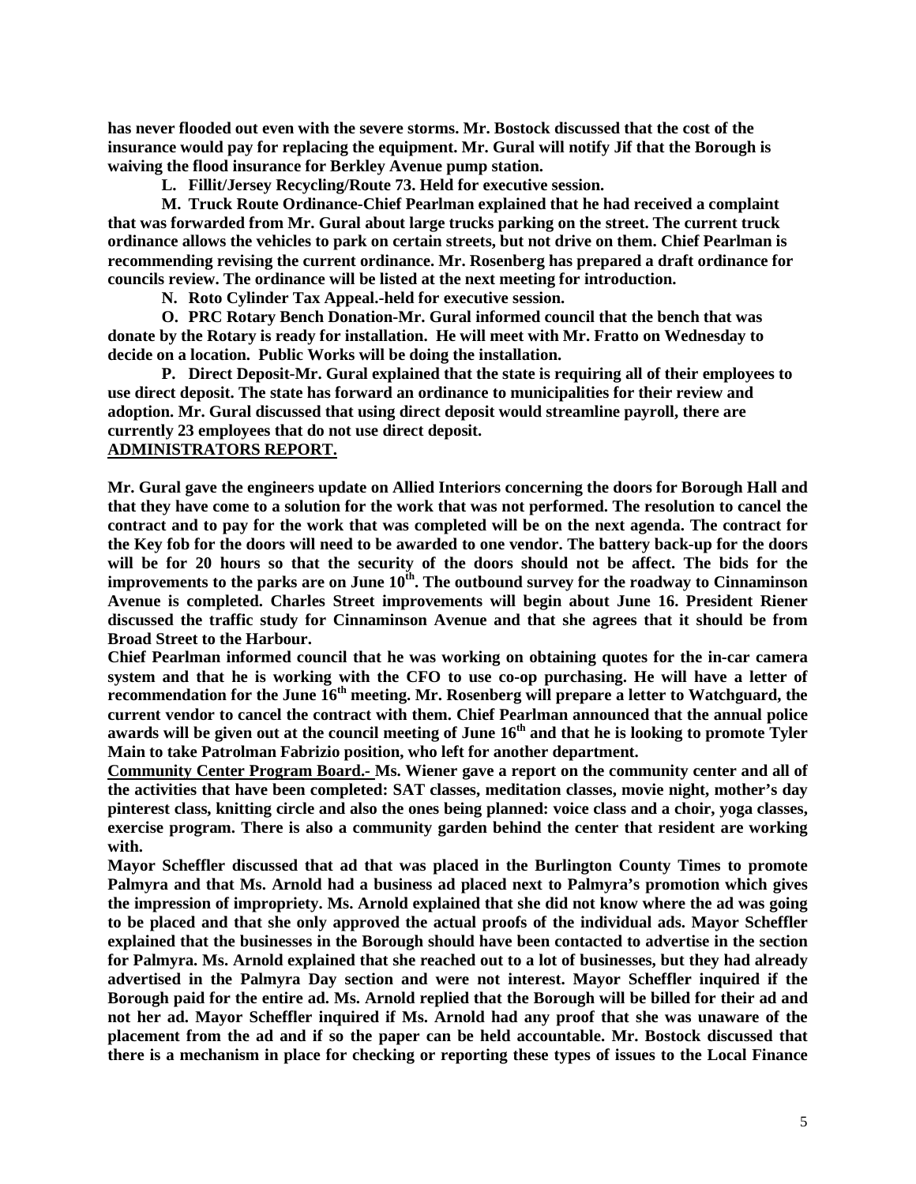**has never flooded out even with the severe storms. Mr. Bostock discussed that the cost of the insurance would pay for replacing the equipment. Mr. Gural will notify Jif that the Borough is waiving the flood insurance for Berkley Avenue pump station.**

**L. Fillit/Jersey Recycling/Route 73. Held for executive session.**

**M. Truck Route Ordinance-Chief Pearlman explained that he had received a complaint that was forwarded from Mr. Gural about large trucks parking on the street. The current truck ordinance allows the vehicles to park on certain streets, but not drive on them. Chief Pearlman is recommending revising the current ordinance. Mr. Rosenberg has prepared a draft ordinance for councils review. The ordinance will be listed at the next meeting for introduction.**

**N. Roto Cylinder Tax Appeal.-held for executive session.**

**O. PRC Rotary Bench Donation-Mr. Gural informed council that the bench that was donate by the Rotary is ready for installation. He will meet with Mr. Fratto on Wednesday to decide on a location. Public Works will be doing the installation.**

**P. Direct Deposit-Mr. Gural explained that the state is requiring all of their employees to use direct deposit. The state has forward an ordinance to municipalities for their review and adoption. Mr. Gural discussed that using direct deposit would streamline payroll, there are currently 23 employees that do not use direct deposit.**

**ADMINISTRATORS REPORT.**

**Mr. Gural gave the engineers update on Allied Interiors concerning the doors for Borough Hall and that they have come to a solution for the work that was not performed. The resolution to cancel the contract and to pay for the work that was completed will be on the next agenda. The contract for the Key fob for the doors will need to be awarded to one vendor. The battery back-up for the doors will be for 20 hours so that the security of the doors should not be affect. The bids for the improvements to the parks are on June 10th. The outbound survey for the roadway to Cinnaminson Avenue is completed. Charles Street improvements will begin about June 16. President Riener discussed the traffic study for Cinnaminson Avenue and that she agrees that it should be from Broad Street to the Harbour.**

**Chief Pearlman informed council that he was working on obtaining quotes for the in-car camera system and that he is working with the CFO to use co-op purchasing. He will have a letter of recommendation for the June 16th meeting. Mr. Rosenberg will prepare a letter to Watchguard, the current vendor to cancel the contract with them. Chief Pearlman announced that the annual police awards will be given out at the council meeting of June 16th and that he is looking to promote Tyler Main to take Patrolman Fabrizio position, who left for another department.**

**Community Center Program Board.- Ms. Wiener gave a report on the community center and all of the activities that have been completed: SAT classes, meditation classes, movie night, mother's day pinterest class, knitting circle and also the ones being planned: voice class and a choir, yoga classes, exercise program. There is also a community garden behind the center that resident are working with.**

**Mayor Scheffler discussed that ad that was placed in the Burlington County Times to promote Palmyra and that Ms. Arnold had a business ad placed next to Palmyra's promotion which gives the impression of impropriety. Ms. Arnold explained that she did not know where the ad was going to be placed and that she only approved the actual proofs of the individual ads. Mayor Scheffler explained that the businesses in the Borough should have been contacted to advertise in the section for Palmyra. Ms. Arnold explained that she reached out to a lot of businesses, but they had already advertised in the Palmyra Day section and were not interest. Mayor Scheffler inquired if the Borough paid for the entire ad. Ms. Arnold replied that the Borough will be billed for their ad and not her ad. Mayor Scheffler inquired if Ms. Arnold had any proof that she was unaware of the placement from the ad and if so the paper can be held accountable. Mr. Bostock discussed that there is a mechanism in place for checking or reporting these types of issues to the Local Finance**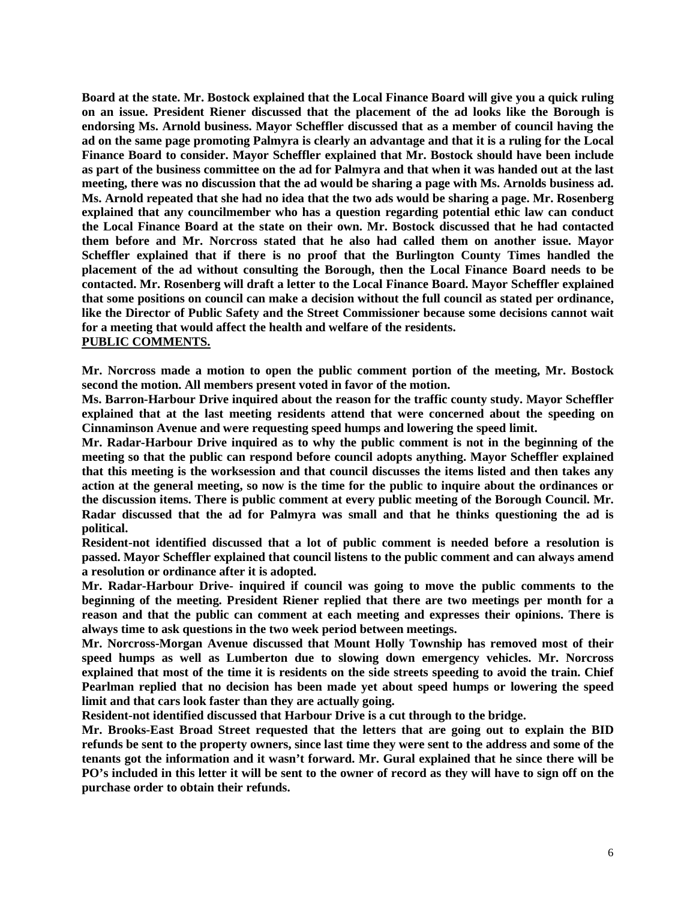**Board at the state. Mr. Bostock explained that the Local Finance Board will give you a quick ruling on an issue. President Riener discussed that the placement of the ad looks like the Borough is endorsing Ms. Arnold business. Mayor Scheffler discussed that as a member of council having the ad on the same page promoting Palmyra is clearly an advantage and that it is a ruling for the Local Finance Board to consider. Mayor Scheffler explained that Mr. Bostock should have been include as part of the business committee on the ad for Palmyra and that when it was handed out at the last meeting, there was no discussion that the ad would be sharing a page with Ms. Arnolds business ad. Ms. Arnold repeated that she had no idea that the two ads would be sharing a page. Mr. Rosenberg explained that any councilmember who has a question regarding potential ethic law can conduct the Local Finance Board at the state on their own. Mr. Bostock discussed that he had contacted them before and Mr. Norcross stated that he also had called them on another issue. Mayor Scheffler explained that if there is no proof that the Burlington County Times handled the placement of the ad without consulting the Borough, then the Local Finance Board needs to be contacted. Mr. Rosenberg will draft a letter to the Local Finance Board. Mayor Scheffler explained that some positions on council can make a decision without the full council as stated per ordinance, like the Director of Public Safety and the Street Commissioner because some decisions cannot wait for a meeting that would affect the health and welfare of the residents.**

## PUBLIC COMMENTS.

**Mr. Norcross made a motion to open the public comment portion of the meeting, Mr. Bostock second the motion. All members present voted in favor of the motion.**

**Ms. Barron-Harbour Drive inquired about the reason for the traffic county study. Mayor Scheffler explained that at the last meeting residents attend that were concerned about the speeding on Cinnaminson Avenue and were requesting speed humps and lowering the speed limit.**

**Mr. Radar-Harbour Drive inquired as to why the public comment is not in the beginning of the meeting so that the public can respond before council adopts anything. Mayor Scheffler explained that this meeting is the worksession and that council discusses the items listed and then takes any action at the general meeting, so now is the time for the public to inquire about the ordinances or the discussion items. There is public comment at every public meeting of the Borough Council. Mr. Radar discussed that the ad for Palmyra was small and that he thinks questioning the ad is political.**

**Resident-not identified discussed that a lot of public comment is needed before a resolution is passed. Mayor Scheffler explained that council listens to the public comment and can always amend a resolution or ordinance after it is adopted.**

**Mr. Radar-Harbour Drive- inquired if council was going to move the public comments to the beginning of the meeting. President Riener replied that there are two meetings per month for a reason and that the public can comment at each meeting and expresses their opinions. There is always time to ask questions in the two week period between meetings.**

**Mr. Norcross-Morgan Avenue discussed that Mount Holly Township has removed most of their speed humps as well as Lumberton due to slowing down emergency vehicles. Mr. Norcross explained that most of the time it is residents on the side streets speeding to avoid the train. Chief Pearlman replied that no decision has been made yet about speed humps or lowering the speed limit and that cars look faster than they are actually going.**

**Resident-not identified discussed that Harbour Drive is a cut through to the bridge.**

**Mr. Brooks-East Broad Street requested that the letters that are going out to explain the BID refunds be sent to the property owners, since last time they were sent to the address and some of the tenants got the information and it wasn't forward. Mr. Gural explained that he since there will be PO's included in this letter it will be sent to the owner of record as they will have to sign off on the purchase order to obtain their refunds.**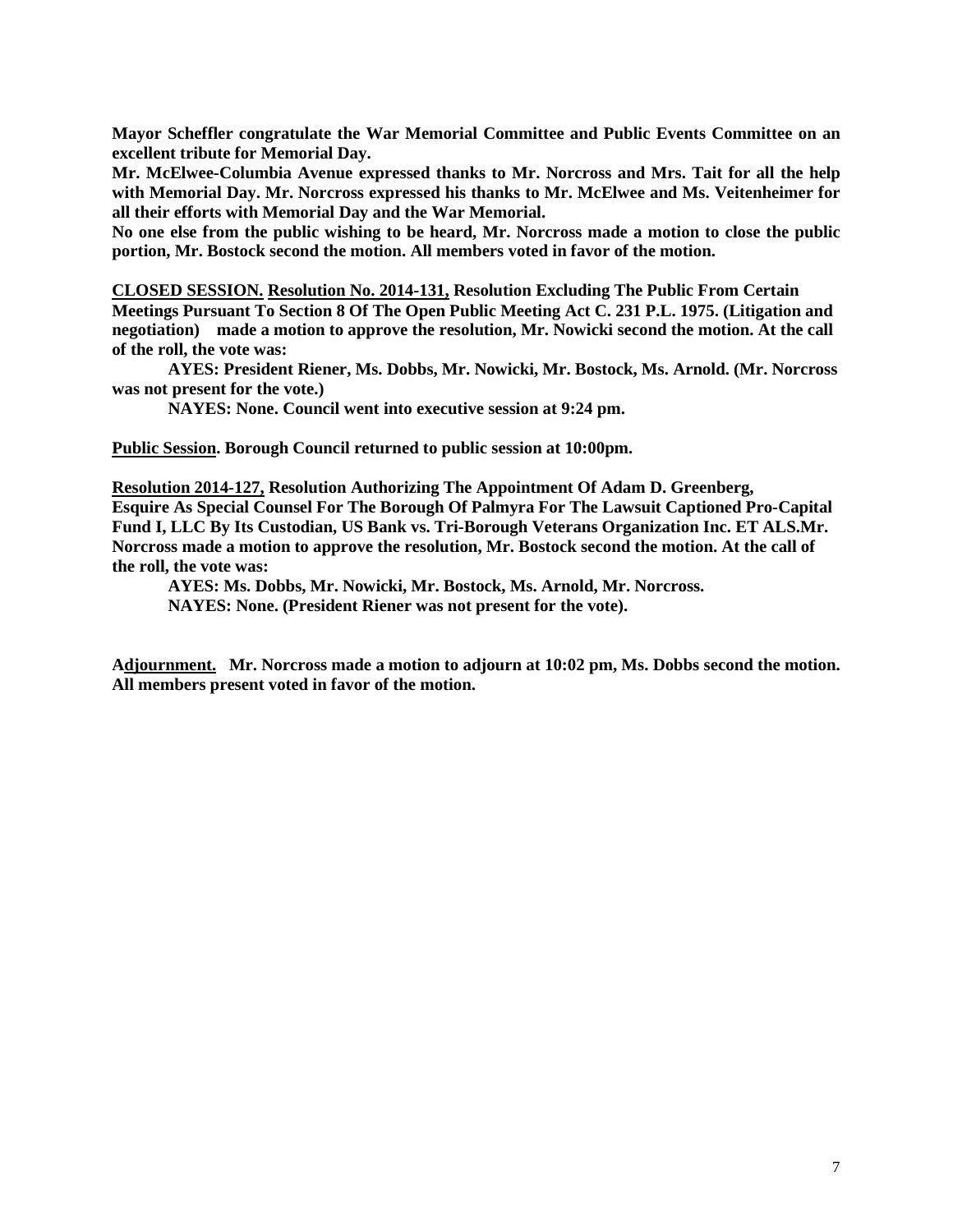**Mayor Scheffler congratulate the War Memorial Committee and Public Events Committee on an excellent tribute for Memorial Day.**

**Mr. McElwee-Columbia Avenue expressed thanks to Mr. Norcross and Mrs. Tait for all the help with Memorial Day. Mr. Norcross expressed his thanks to Mr. McElwee and Ms. Veitenheimer for all their efforts with Memorial Day and the War Memorial.**

**No one else from the public wishing to be heard, Mr. Norcross made a motion to close the public portion, Mr. Bostock second the motion. All members voted in favor of the motion.**

**<u>CLOSED SESSION.</u> <u>Resolution No. 2014-131,</u> Resolution Excluding The Public From Certain Meetings Pursuant To Section 8 Of The Open Public Meeting Act C. 231 P.L. 1975. (Litigation and negotiation) made a motion to approve the resolution, Mr. Nowicki second the motion. At the call of the roll, the vote was:**

**AYES: President Riener, Ms. Dobbs, Mr. Nowicki, Mr. Bostock, Ms. Arnold. (Mr. Norcross was not present for the vote.)**

**NAYES: None. Council went into executive session at 9:24 pm.**

**<u>Public Session</u>. Borough Council returned to public session at 10:00pm.**

**<u>Resolution 2014-127,</u> Resolution Authorizing The Appointment Of Adam D. Greenberg, Esquire As Special Counsel For The Borough Of Palmyra For The Lawsuit Captioned Pro-Capital Fund I, LLC By Its Custodian, US Bank vs. Tri-Borough Veterans Organization Inc. ET ALS.Mr. Norcross made a motion to approve the resolution, Mr. Bostock second the motion. At the call of the roll, the vote was:**

**AYES: Ms. Dobbs, Mr. Nowicki, Mr. Bostock, Ms. Arnold, Mr. Norcross.**

**NAYES: None. (President Riener was not present for the vote).**

**A<u>djournment.</u> Mr. Norcross made a motion to adjourn at 10:02 pm, Ms. Dobbs second the motion. All members present voted in favor of the motion.**